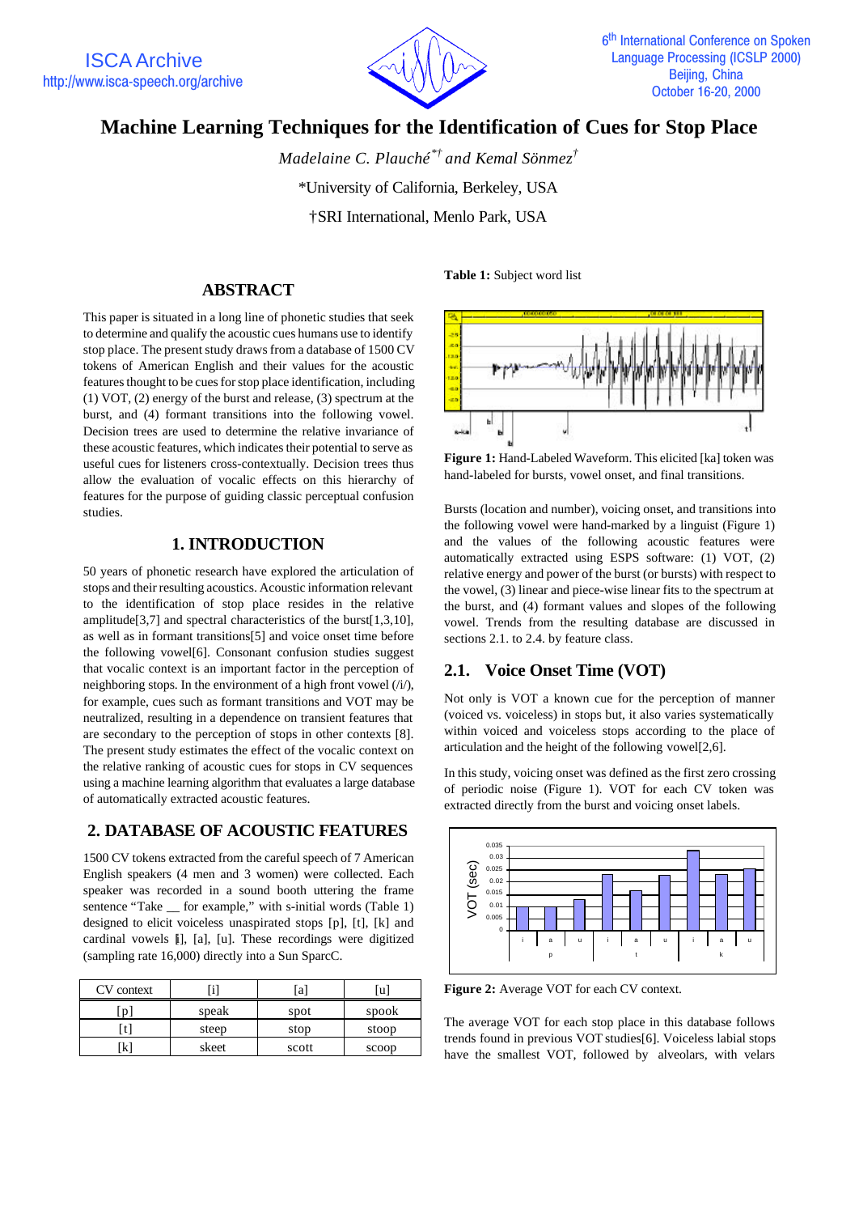# Machine Learning Techniques for the Identification of Cues for Stop Place

*Madelaine C. Plauché[*†] and Kemal Sönmez[†]*

*University of California, Berkeley, USA

†SRI International, Menlo Park, USA

## ABSTRACT

This paper is situated in a long line of phonetic studies that seek to determine and qualify the acoustic cues humans use to identify stop place. The present study draws from a database of 1500 CV tokens of American English and their values for the acoustic features thought to be cues for stop place identification, including (1) VOT, (2) energy of the burst and release, (3) spectrum at the burst, and (4) formant transitions into the following vowel. Decision trees are used to determine the relative invariance of these acoustic features, which indicates their potential to serve as useful cues for listeners cross-contextually. Decision trees thus allow the evaluation of vocalic effects on this hierarchy of features for the purpose of guiding classic perceptual confusion studies.

## 1. INTRODUCTION

50 years of phonetic research have explored the articulation of stops and their resulting acoustics. Acoustic information relevant to the identification of stop place resides in the relative amplitude[3,7] and spectral characteristics of the burst[1,3,10], as well as in formant transitions[5] and voice onset time before the following vowel[6]. Consonant confusion studies suggest that vocalic context is an important factor in the perception of neighboring stops. In the environment of a high front vowel (/i/), for example, cues such as formant transitions and VOT may be neutralized, resulting in a dependence on transient features that are secondary to the perception of stops in other contexts [8]. The present study estimates the effect of the vocalic context on the relative ranking of acoustic cues for stops in CV sequences using a machine learning algorithm that evaluates a large database of automatically extracted acoustic features.

## 2. DATABASE OF ACOUSTIC FEATURES

1500 CV tokens extracted from the careful speech of 7 American English speakers (4 men and 3 women) were collected. Each speaker was recorded in a sound booth uttering the frame sentence "Take __ for example," with s-initial words (Table 1) designed to elicit voiceless unaspirated stops [p], [t], [k] and cardinal vowels [i], [a], [u]. These recordings were digitized (sampling rate 16,000) directly into a Sun SparcC.

**Table 1:** Subject word list

| CV context | [i] | [a] | [u] |
|---|---|---|---|
| [p] | speak | spot | spook |
| [t] | steep | stop | stoop |
| [k] | skeet | scott | scoop |

**Figure 1:** Hand-Labeled Waveform. This elicited [ka] token was hand-labeled for bursts, vowel onset, and final transitions.

Bursts (location and number), voicing onset, and transitions into the following vowel were hand-marked by a linguist (Figure 1) and the values of the following acoustic features were automatically extracted using ESPS software: (1) VOT, (2) relative energy and power of the burst (or bursts) with respect to the vowel, (3) linear and piece-wise linear fits to the spectrum at the burst, and (4) formant values and slopes of the following vowel. Trends from the resulting database are discussed in sections 2.1. to 2.4. by feature class.

### 2.1. Voice Onset Time (VOT)

Not only is VOT a known cue for the perception of manner (voiced vs. voiceless) in stops but, it also varies systematically within voiced and voiceless stops according to the place of articulation and the height of the following vowel[2,6].

In this study, voicing onset was defined as the first zero crossing of periodic noise (Figure 1). VOT for each CV token was extracted directly from the burst and voicing onset labels.

**Figure 2:** Average VOT for each CV context.

The average VOT for each stop place in this database follows trends found in previous VOT studies[6]. Voiceless labial stops have the smallest VOT, followed by alveolars, with velars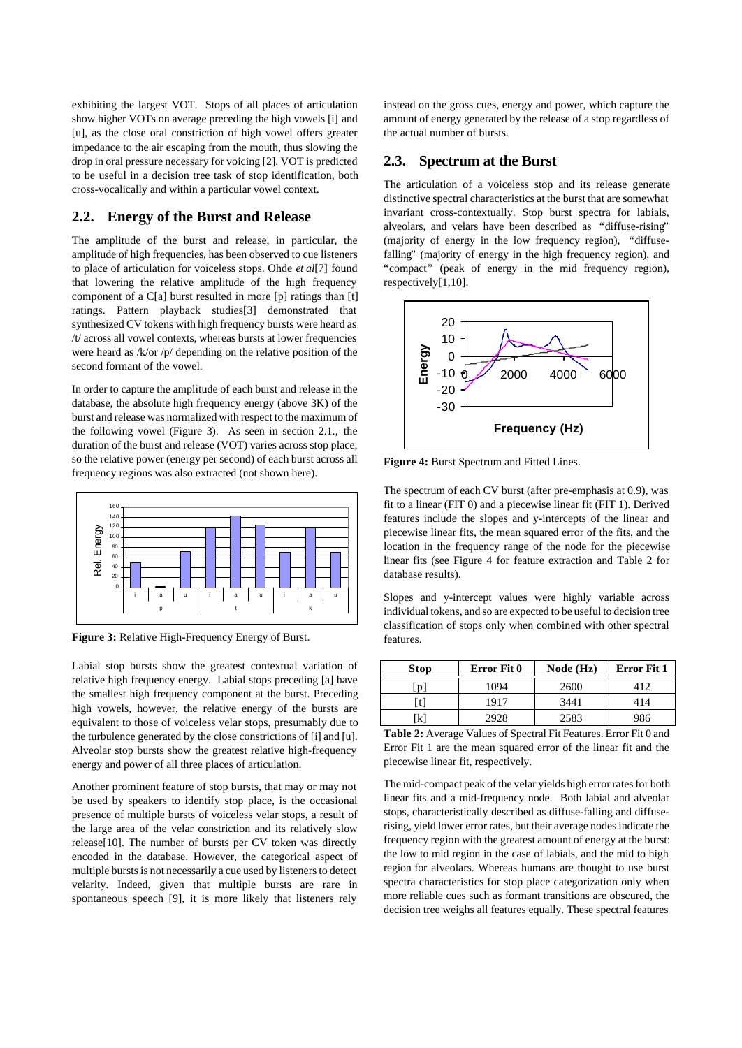exhibiting the largest VOT. Stops of all places of articulation show higher VOTs on average preceding the high vowels [i] and [u], as the close oral constriction of high vowel offers greater impedance to the air escaping from the mouth, thus slowing the drop in oral pressure necessary for voicing [2]. VOT is predicted to be useful in a decision tree task of stop identification, both cross-vocalically and within a particular vowel context.

## 2.2. Energy of the Burst and Release

The amplitude of the burst and release, in particular, the amplitude of high frequencies, has been observed to cue listeners to place of articulation for voiceless stops. Ohde *et al*[7] found that lowering the relative amplitude of the high frequency component of a C[a] burst resulted in more [p] ratings than [t] ratings. Pattern playback studies[3] demonstrated that synthesized CV tokens with high frequency bursts were heard as /t/ across all vowel contexts, whereas bursts at lower frequencies were heard as /k/or /p/ depending on the relative position of the second formant of the vowel.

In order to capture the amplitude of each burst and release in the database, the absolute high frequency energy (above 3K) of the burst and release was normalized with respect to the maximum of the following vowel (Figure 3). As seen in section 2.1., the duration of the burst and release (VOT) varies across stop place, so the relative power (energy per second) of each burst across all frequency regions was also extracted (not shown here).

**Figure 3:** Relative High-Frequency Energy of Burst.

Labial stop bursts show the greatest contextual variation of relative high frequency energy. Labial stops preceding [a] have the smallest high frequency component at the burst. Preceding high vowels, however, the relative energy of the bursts are equivalent to those of voiceless velar stops, presumably due to the turbulence generated by the close constrictions of [i] and [u]. Alveolar stop bursts show the greatest relative high-frequency energy and power of all three places of articulation.

Another prominent feature of stop bursts, that may or may not be used by speakers to identify stop place, is the occasional presence of multiple bursts of voiceless velar stops, a result of the large area of the velar constriction and its relatively slow release[10]. The number of bursts per CV token was directly encoded in the database. However, the categorical aspect of multiple bursts is not necessarily a cue used by listeners to detect velarity. Indeed, given that multiple bursts are rare in spontaneous speech [9], it is more likely that listeners rely instead on the gross cues, energy and power, which capture the amount of energy generated by the release of a stop regardless of the actual number of bursts.

## 2.3. Spectrum at the Burst

The articulation of a voiceless stop and its release generate distinctive spectral characteristics at the burst that are somewhat invariant cross-contextually. Stop burst spectra for labials, alveolars, and velars have been described as "diffuse-rising" (majority of energy in the low frequency region), "diffuse-falling" (majority of energy in the high frequency region), and "compact" (peak of energy in the mid frequency region), respectively[1,10].

**Figure 4:** Burst Spectrum and Fitted Lines.

The spectrum of each CV burst (after pre-emphasis at 0.9), was fit to a linear (FIT 0) and a piecewise linear fit (FIT 1). Derived features include the slopes and y-intercepts of the linear and piecewise linear fits, the mean squared error of the fits, and the location in the frequency range of the node for the piecewise linear fits (see Figure 4 for feature extraction and Table 2 for database results).

Slopes and y-intercept values were highly variable across individual tokens, and so are expected to be useful to decision tree classification of stops only when combined with other spectral features.

| Stop | Error Fit 0 | Node (Hz) | Error Fit 1 |
|---|---|---|---|
| [p] | 1094 | 2600 | 412 |
| [t] | 1917 | 3441 | 414 |
| [k] | 2928 | 2583 | 986 |

**Table 2:** Average Values of Spectral Fit Features. Error Fit 0 and Error Fit 1 are the mean squared error of the linear fit and the piecewise linear fit, respectively.

The mid-compact peak of the velar yields high error rates for both linear fits and a mid-frequency node. Both labial and alveolar stops, characteristically described as diffuse-falling and diffuse-rising, yield lower error rates, but their average nodes indicate the frequency region with the greatest amount of energy at the burst: the low to mid region in the case of labials, and the mid to high region for alveolars. Whereas humans are thought to use burst spectra characteristics for stop place categorization only when more reliable cues such as formant transitions are obscured, the decision tree weighs all features equally. These spectral features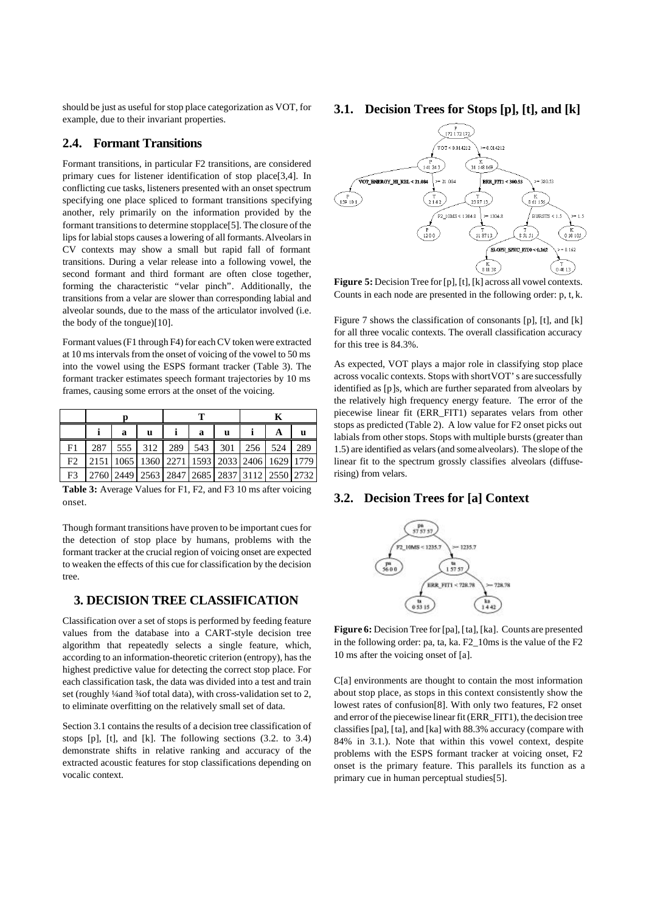should be just as useful for stop place categorization as VOT, for example, due to their invariant properties.

## 2.4. Formant Transitions

Formant transitions, in particular F2 transitions, are considered primary cues for listener identification of stop place[3,4]. In conflicting cue tasks, listeners presented with an onset spectrum specifying one place spliced to formant transitions specifying another, rely primarily on the information provided by the formant transitions to determine stopplace[5]. The closure of the lips for labial stops causes a lowering of all formants. Alveolars in CV contexts may show a small but rapid fall of formant transitions. During a velar release into a following vowel, the second formant and third formant are often close together, forming the characteristic "velar pinch". Additionally, the transitions from a velar are slower than corresponding labial and alveolar sounds, due to the mass of the articulator involved (i.e. the body of the tongue)[10].

Formant values (F1 through F4) for each CV token were extracted at 10 ms intervals from the onset of voicing of the vowel to 50 ms into the vowel using the ESPS formant tracker (Table 3). The formant tracker estimates speech formant trajectories by 10 ms frames, causing some errors at the onset of the voicing.

| | p | | | T | | | K | | |
|---|---|---|---|---|---|---|---|---|---|
| | i | a | u | i | a | u | i | A | u |
| F1 | 287 | 555 | 312 | 289 | 543 | 301 | 256 | 524 | 289 |
| F2 | 2151 | 1065 | 1360 | 2271 | 1593 | 2033 | 2406 | 1629 | 1779 |
| F3 | 2760 | 2449 | 2563 | 2847 | 2685 | 2837 | 3112 | 2550 | 2732 |

**Table 3:** Average Values for F1, F2, and F3 10 ms after voicing onset.

Though formant transitions have proven to be important cues for the detection of stop place by humans, problems with the formant tracker at the crucial region of voicing onset are expected to weaken the effects of this cue for classification by the decision tree.

# 3. DECISION TREE CLASSIFICATION

Classification over a set of stops is performed by feeding feature values from the database into a CART-style decision tree algorithm that repeatedly selects a single feature, which, according to an information-theoretic criterion (entropy), has the highest predictive value for detecting the correct stop place. For each classification task, the data was divided into a test and train set (roughly ¼and ¾of total data), with cross-validation set to 2, to eliminate overfitting on the relatively small set of data.

Section 3.1 contains the results of a decision tree classification of stops [p], [t], and [k]. The following sections (3.2. to 3.4) demonstrate shifts in relative ranking and accuracy of the extracted acoustic features for stop classifications depending on vocalic context.

## 3.1. Decision Trees for Stops [p], [t], and [k]

**Figure 5:** Decision Tree for [p], [t], [k] across all vowel contexts. Counts in each node are presented in the following order: p, t, k.

Figure 7 shows the classification of consonants [p], [t], and [k] for all three vocalic contexts. The overall classification accuracy for this tree is 84.3%.

As expected, VOT plays a major role in classifying stop place across vocalic contexts. Stops with shortVOT' s are successfully identified as [p]s, which are further separated from alveolars by the relatively high frequency energy feature. The error of the piecewise linear fit (ERR_FIT1) separates velars from other stops as predicted (Table 2). A low value for F2 onset picks out labials from other stops. Stops with multiple bursts (greater than 1.5) are identified as velars (and some alveolars). The slope of the linear fit to the spectrum grossly classifies alveolars (diffuse-rising) from velars.

## 3.2. Decision Trees for [a] Context

**Figure 6:** Decision Tree for [pa], [ta], [ka]. Counts are presented in the following order: pa, ta, ka. F2_10ms is the value of the F2 10 ms after the voicing onset of [a].

C[a] environments are thought to contain the most information about stop place, as stops in this context consistently show the lowest rates of confusion[8]. With only two features, F2 onset and error of the piecewise linear fit (ERR_FIT1), the decision tree classifies [pa], [ta], and [ka] with 88.3% accuracy (compare with 84% in 3.1.). Note that within this vowel context, despite problems with the ESPS formant tracker at voicing onset, F2 onset is the primary feature. This parallels its function as a primary cue in human perceptual studies[5].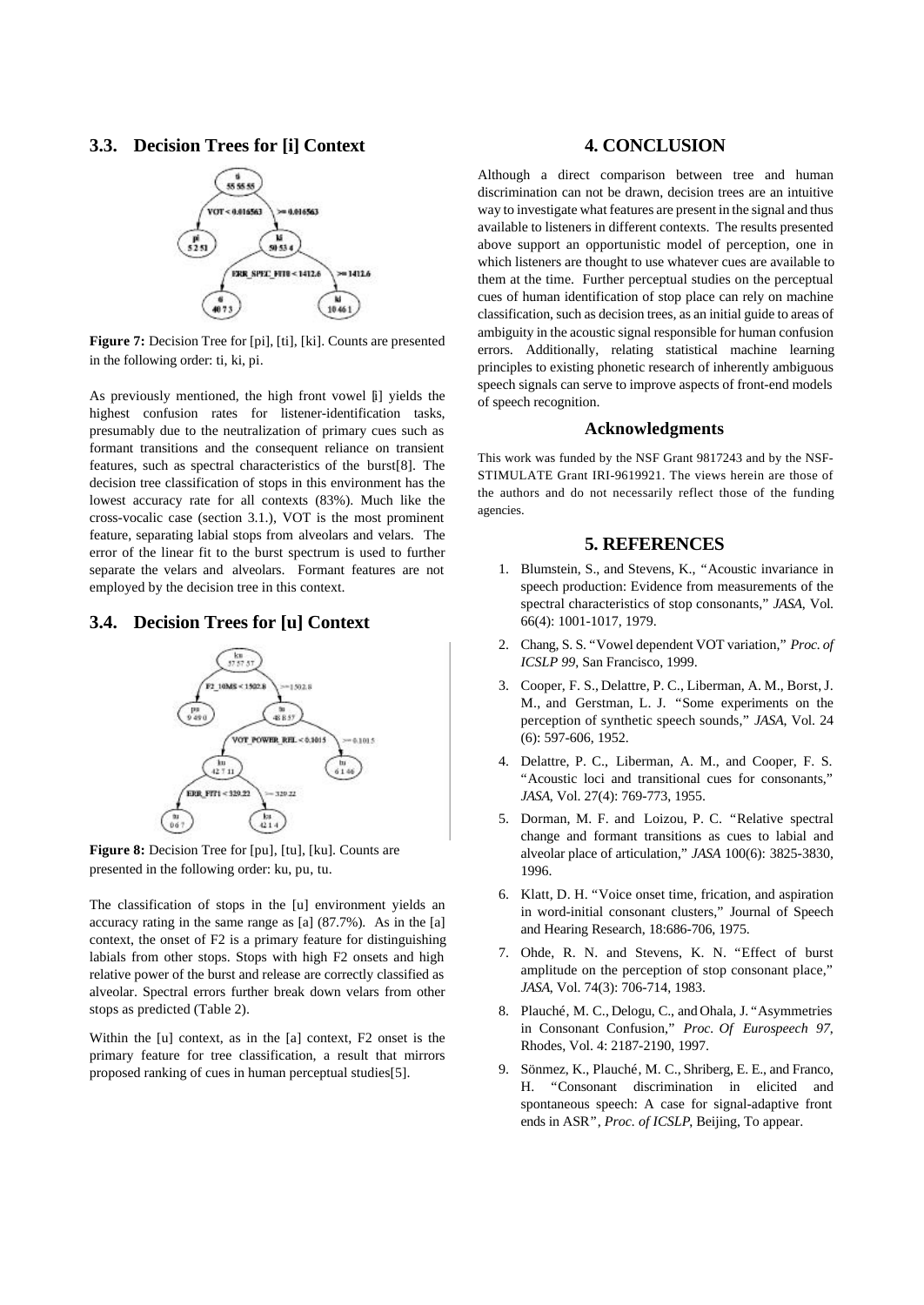### 3.3. Decision Trees for [i] Context

**Figure 7:** Decision Tree for [pi], [ti], [ki]. Counts are presented in the following order: ti, ki, pi.

As previously mentioned, the high front vowel [i] yields the highest confusion rates for listener-identification tasks, presumably due to the neutralization of primary cues such as formant transitions and the consequent reliance on transient features, such as spectral characteristics of the burst[8]. The decision tree classification of stops in this environment has the lowest accuracy rate for all contexts (83%). Much like the cross-vocalic case (section 3.1.), VOT is the most prominent feature, separating labial stops from alveolars and velars. The error of the linear fit to the burst spectrum is used to further separate the velars and alveolars. Formant features are not employed by the decision tree in this context.

### 3.4. Decision Trees for [u] Context

**Figure 8:** Decision Tree for [pu], [tu], [ku]. Counts are presented in the following order: ku, pu, tu.

The classification of stops in the [u] environment yields an accuracy rating in the same range as [a] (87.7%). As in the [a] context, the onset of F2 is a primary feature for distinguishing labials from other stops. Stops with high F2 onsets and high relative power of the burst and release are correctly classified as alveolar. Spectral errors further break down velars from other stops as predicted (Table 2).

Within the [u] context, as in the [a] context, F2 onset is the primary feature for tree classification, a result that mirrors proposed ranking of cues in human perceptual studies[5].

## 4. CONCLUSION

Although a direct comparison between tree and human discrimination can not be drawn, decision trees are an intuitive way to investigate what features are present in the signal and thus available to listeners in different contexts. The results presented above support an opportunistic model of perception, one in which listeners are thought to use whatever cues are available to them at the time. Further perceptual studies on the perceptual cues of human identification of stop place can rely on machine classification, such as decision trees, as an initial guide to areas of ambiguity in the acoustic signal responsible for human confusion errors. Additionally, relating statistical machine learning principles to existing phonetic research of inherently ambiguous speech signals can serve to improve aspects of front-end models of speech recognition.

### Acknowledgments

This work was funded by the NSF Grant 9817243 and by the NSF-STIMULATE Grant IRI-9619921. The views herein are those of the authors and do not necessarily reflect those of the funding agencies.

## 5. REFERENCES

1. Blumstein, S., and Stevens, K., "Acoustic invariance in speech production: Evidence from measurements of the spectral characteristics of stop consonants," *JASA*, Vol. 66(4): 1001-1017, 1979.
2. Chang, S. S. "Vowel dependent VOT variation," *Proc. of ICSLP 99*, San Francisco, 1999.
3. Cooper, F. S., Delattre, P. C., Liberman, A. M., Borst, J. M., and Gerstman, L. J. "Some experiments on the perception of synthetic speech sounds," *JASA*, Vol. 24 (6): 597-606, 1952.
4. Delattre, P. C., Liberman, A. M., and Cooper, F. S. "Acoustic loci and transitional cues for consonants," *JASA*, Vol. 27(4): 769-773, 1955.
5. Dorman, M. F. and Loizou, P. C. "Relative spectral change and formant transitions as cues to labial and alveolar place of articulation," *JASA* 100(6): 3825-3830, 1996.
6. Klatt, D. H. "Voice onset time, frication, and aspiration in word-initial consonant clusters," Journal of Speech and Hearing Research, 18:686-706, 1975.
7. Ohde, R. N. and Stevens, K. N. "Effect of burst amplitude on the perception of stop consonant place," *JASA*, Vol. 74(3): 706-714, 1983.
8. Plauché, M. C., Delogu, C., and Ohala, J. "Asymmetries in Consonant Confusion," *Proc. Of Eurospeech 97*, Rhodes, Vol. 4: 2187-2190, 1997.
9. Sönmez, K., Plauché, M. C., Shriberg, E. E., and Franco, H. "Consonant discrimination in elicited and spontaneous speech: A case for signal-adaptive front ends in ASR", *Proc. of ICSLP*, Beijing, To appear.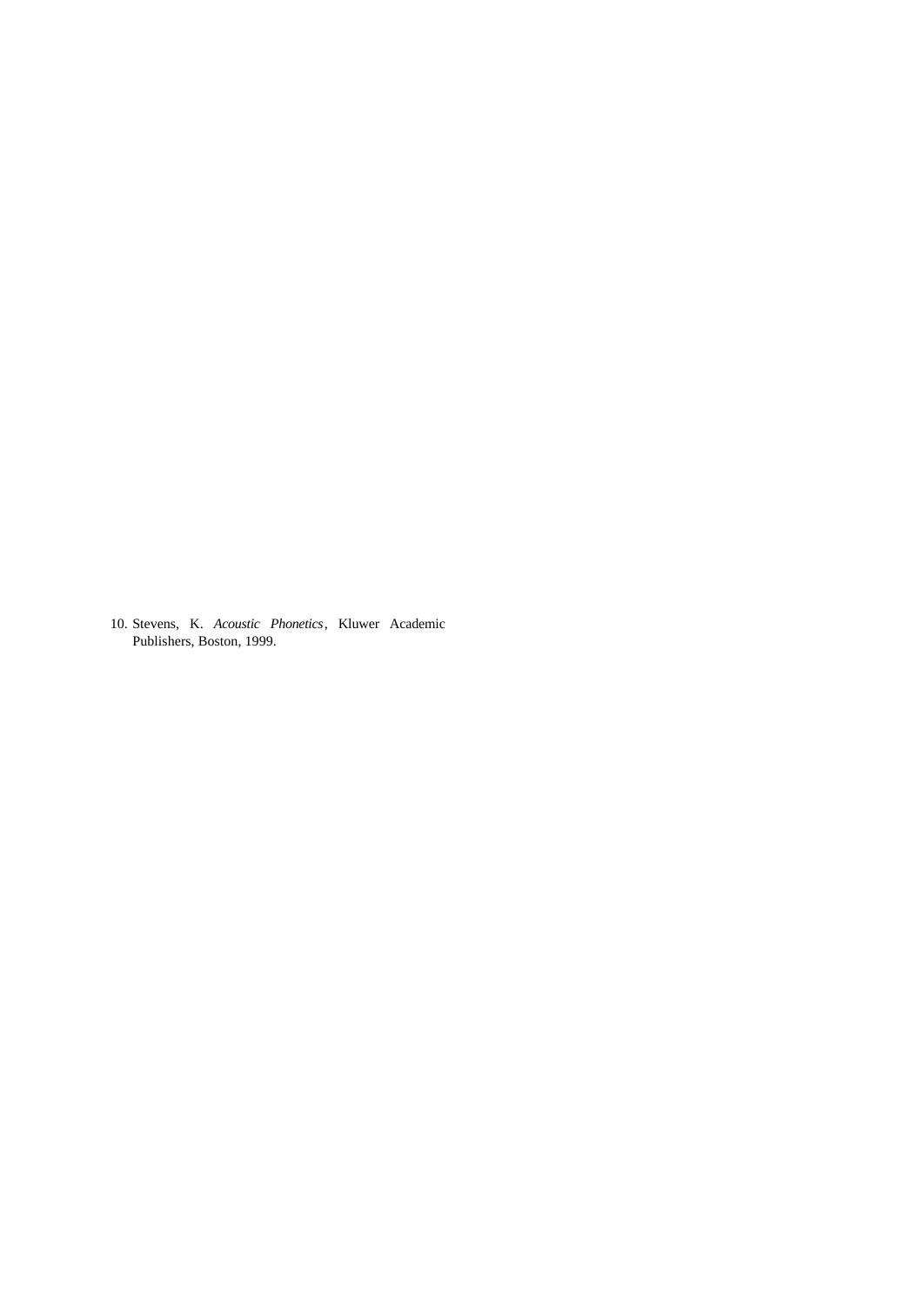10. Stevens, K. *Acoustic Phonetics*, Kluwer Academic Publishers, Boston, 1999.